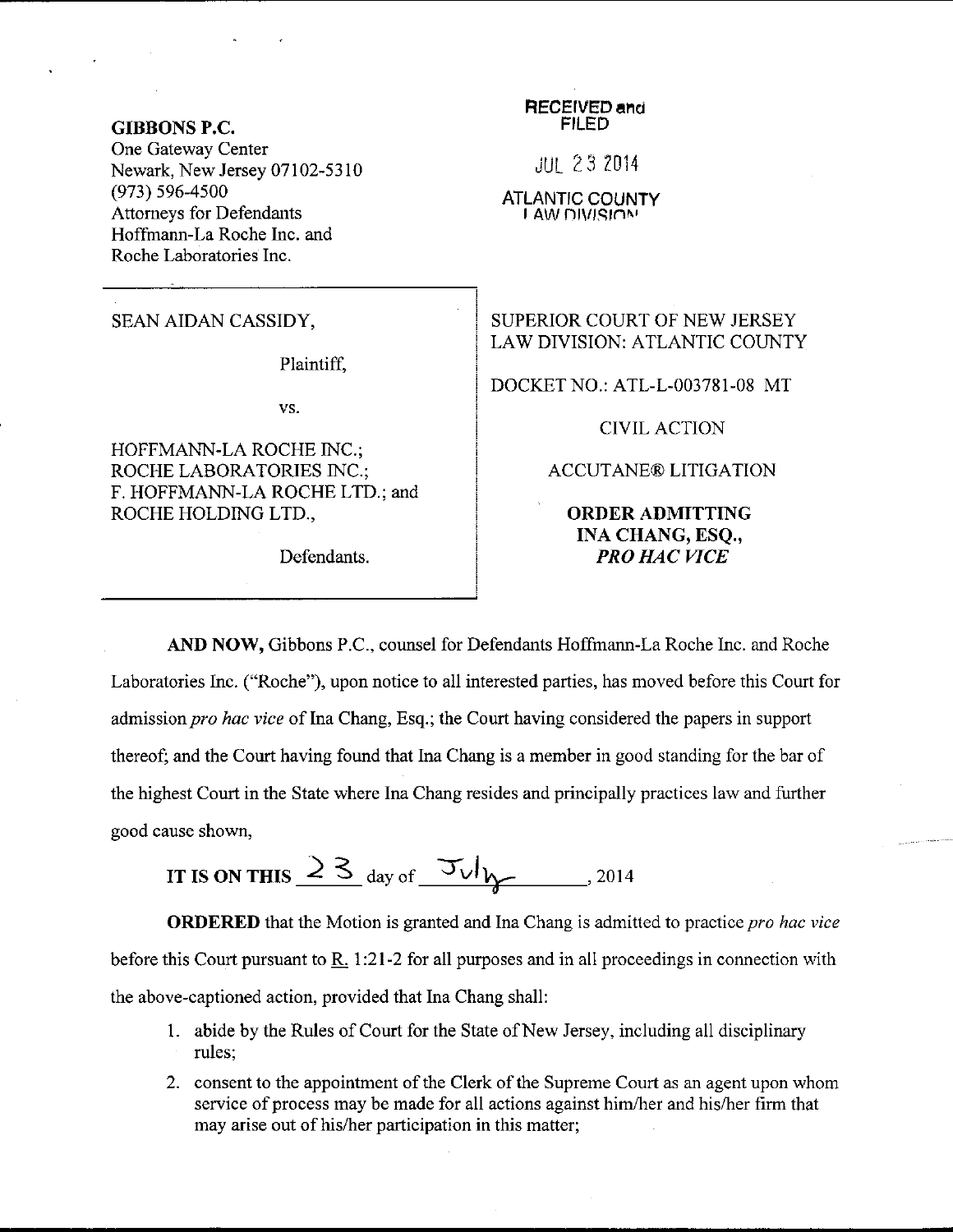**GIBBONS P.C.**
One Gateway Center
Newark, New Jersey 07102-5310
(973) 596-4500
Attorneys for Defendants
Hoffmann-La Roche Inc. and
Roche Laboratories Inc.

RECEIVED and
FILED

JUL 23 2014

ATLANTIC COUNTY
LAW DIVISION

SEAN AIDAN CASSIDY,

Plaintiff,

vs.

HOFFMANN-LA ROCHE INC.;
ROCHE LABORATORIES INC.;
F. HOFFMANN-LA ROCHE LTD.; and
ROCHE HOLDING LTD.,

Defendants.

SUPERIOR COURT OF NEW JERSEY
LAW DIVISION: ATLANTIC COUNTY

DOCKET NO.: ATL-L-003781-08 MT

CIVIL ACTION

ACCUTANE® LITIGATION

**ORDER ADMITTING INA CHANG, ESQ., *PRO HAC VICE***

**AND NOW,** Gibbons P.C., counsel for Defendants Hoffmann-La Roche Inc. and Roche Laboratories Inc. ("Roche"), upon notice to all interested parties, has moved before this Court for admission *pro hac vice* of Ina Chang, Esq.; the Court having considered the papers in support thereof; and the Court having found that Ina Chang is a member in good standing for the bar of the highest Court in the State where Ina Chang resides and principally practices law and further good cause shown,

**IT IS ON THIS** 23 day of July, 2014

**ORDERED** that the Motion is granted and Ina Chang is admitted to practice *pro hac vice* before this Court pursuant to R. 1:21-2 for all purposes and in all proceedings in connection with the above-captioned action, provided that Ina Chang shall:

1. abide by the Rules of Court for the State of New Jersey, including all disciplinary rules;
2. consent to the appointment of the Clerk of the Supreme Court as an agent upon whom service of process may be made for all actions against him/her and his/her firm that may arise out of his/her participation in this matter;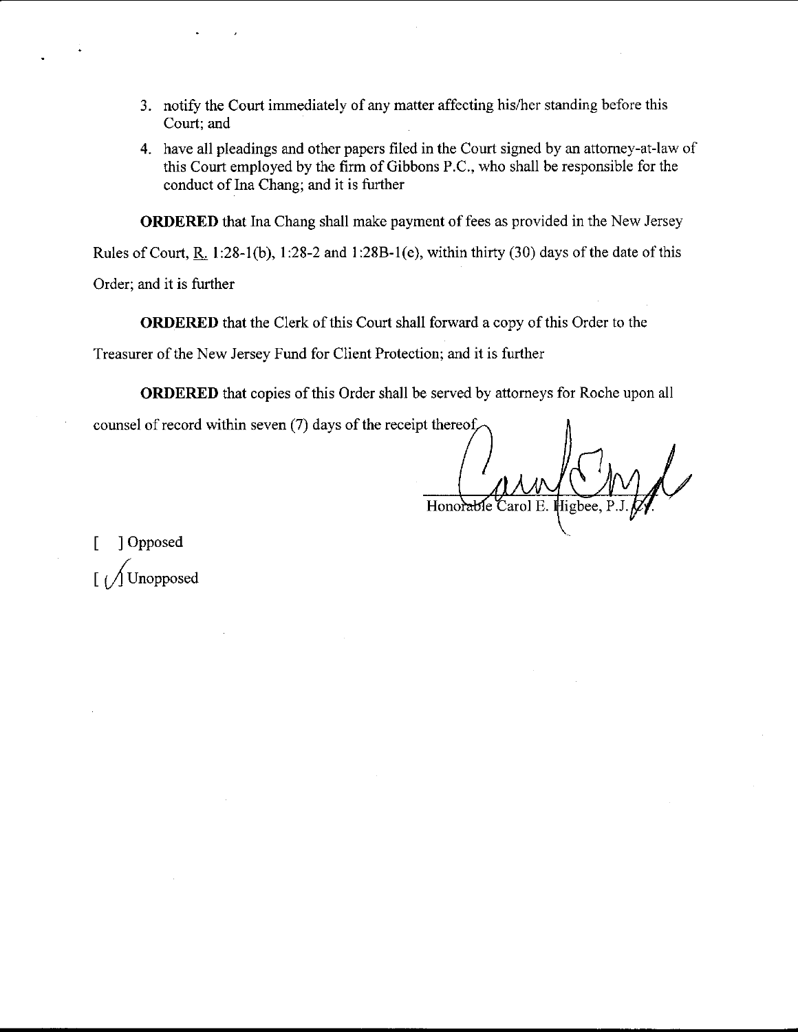3. notify the Court immediately of any matter affecting his/her standing before this Court; and

4. have all pleadings and other papers filed in the Court signed by an attorney-at-law of this Court employed by the firm of Gibbons P.C., who shall be responsible for the conduct of Ina Chang; and it is further

**ORDERED** that Ina Chang shall make payment of fees as provided in the New Jersey Rules of Court, R. 1:28-1(b), 1:28-2 and 1:28B-1(e), within thirty (30) days of the date of this Order; and it is further

**ORDERED** that the Clerk of this Court shall forward a copy of this Order to the Treasurer of the New Jersey Fund for Client Protection; and it is further

**ORDERED** that copies of this Order shall be served by attorneys for Roche upon all counsel of record within seven (7) days of the receipt thereof.

Honorable Carol E. Higbee, P.J.Cv.

[ ] Opposed

[ ✓ ] Unopposed